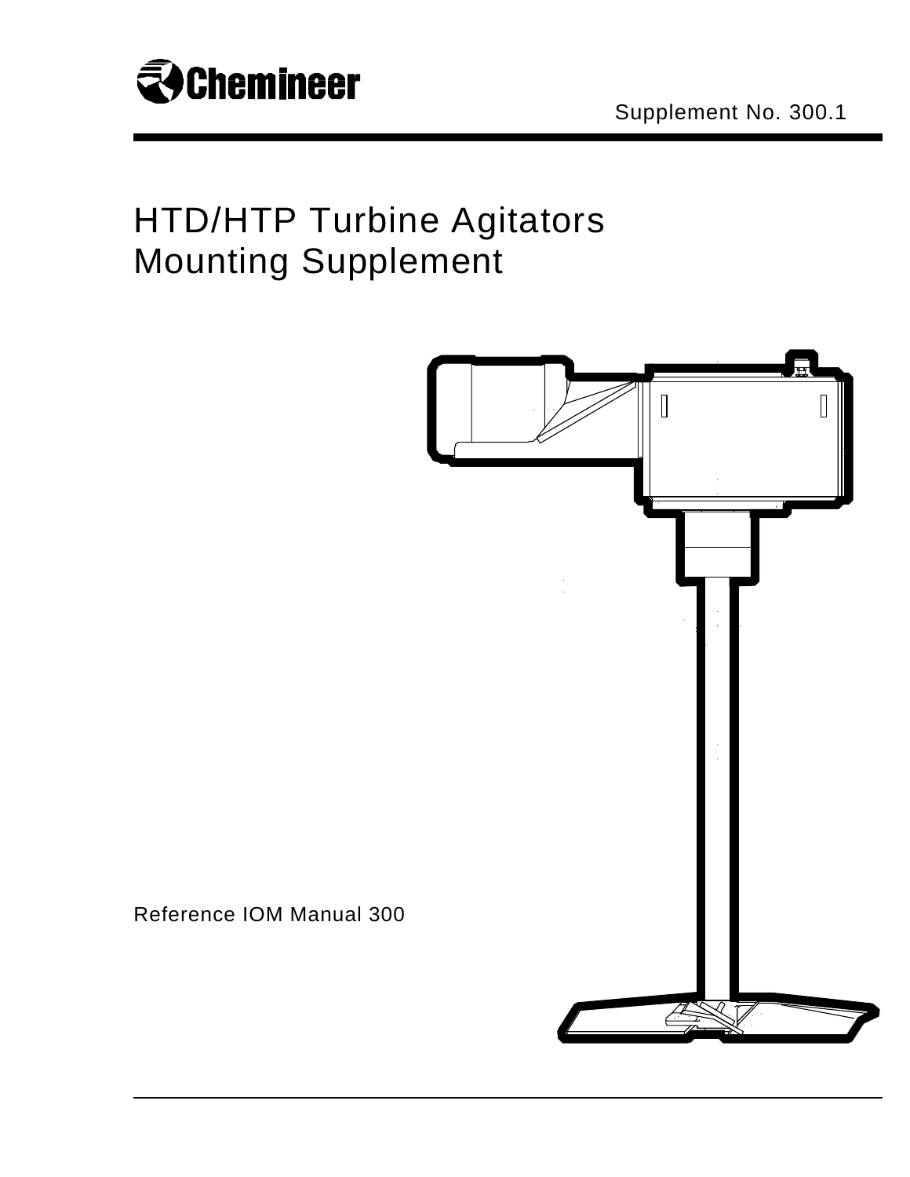Chemineer

Supplement No. 300.1

# HTD/HTP Turbine Agitators Mounting Supplement

Reference IOM Manual 300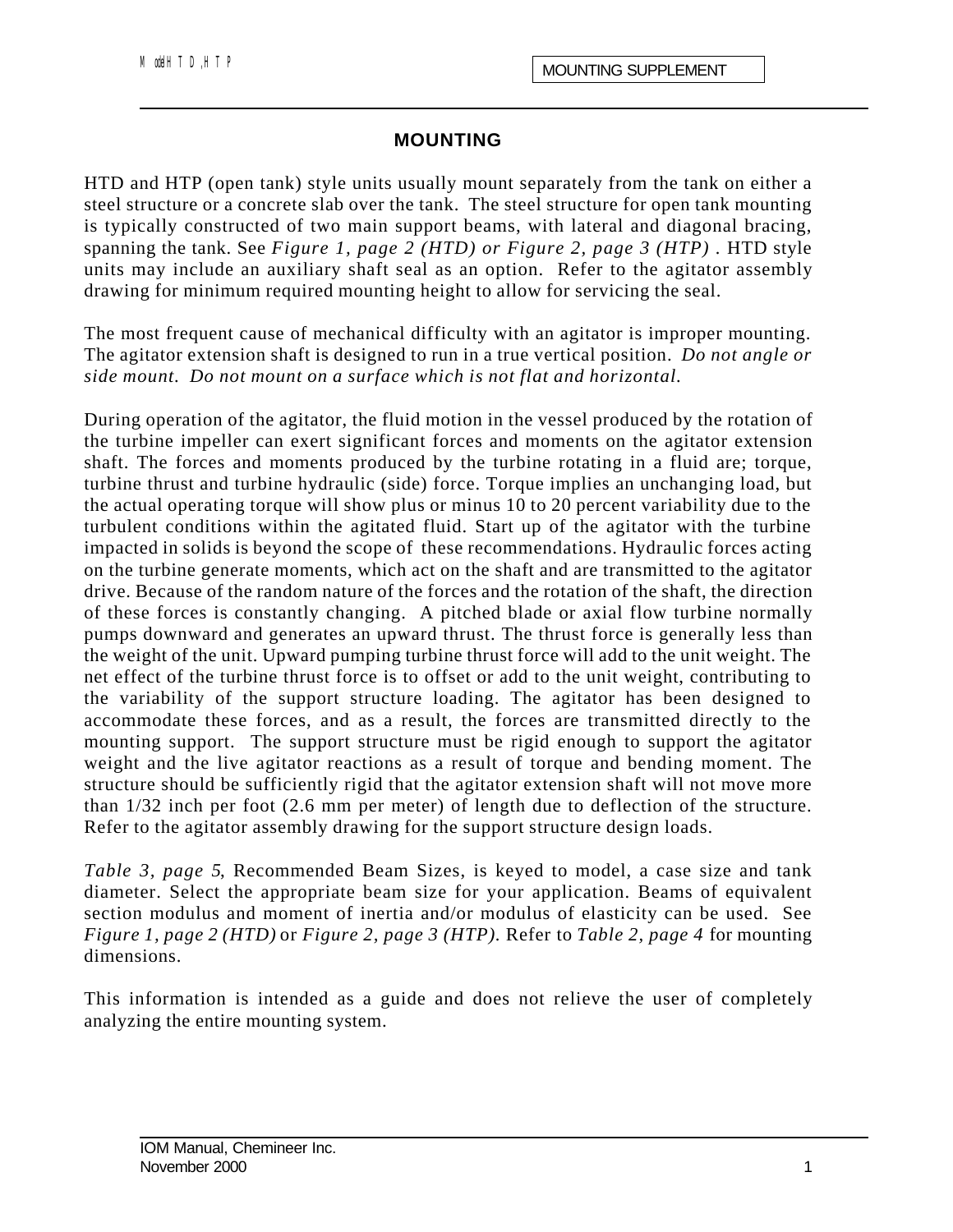## MOUNTING

HTD and HTP (open tank) style units usually mount separately from the tank on either a steel structure or a concrete slab over the tank. The steel structure for open tank mounting is typically constructed of two main support beams, with lateral and diagonal bracing, spanning the tank. See *Figure 1, page 2 (HTD) or Figure 2, page 3 (HTP)* . HTD style units may include an auxiliary shaft seal as an option. Refer to the agitator assembly drawing for minimum required mounting height to allow for servicing the seal.

The most frequent cause of mechanical difficulty with an agitator is improper mounting. The agitator extension shaft is designed to run in a true vertical position. *Do not angle or side mount. Do not mount on a surface which is not flat and horizontal.*

During operation of the agitator, the fluid motion in the vessel produced by the rotation of the turbine impeller can exert significant forces and moments on the agitator extension shaft. The forces and moments produced by the turbine rotating in a fluid are; torque, turbine thrust and turbine hydraulic (side) force. Torque implies an unchanging load, but the actual operating torque will show plus or minus 10 to 20 percent variability due to the turbulent conditions within the agitated fluid. Start up of the agitator with the turbine impacted in solids is beyond the scope of these recommendations. Hydraulic forces acting on the turbine generate moments, which act on the shaft and are transmitted to the agitator drive. Because of the random nature of the forces and the rotation of the shaft, the direction of these forces is constantly changing. A pitched blade or axial flow turbine normally pumps downward and generates an upward thrust. The thrust force is generally less than the weight of the unit. Upward pumping turbine thrust force will add to the unit weight. The net effect of the turbine thrust force is to offset or add to the unit weight, contributing to the variability of the support structure loading. The agitator has been designed to accommodate these forces, and as a result, the forces are transmitted directly to the mounting support. The support structure must be rigid enough to support the agitator weight and the live agitator reactions as a result of torque and bending moment. The structure should be sufficiently rigid that the agitator extension shaft will not move more than 1/32 inch per foot (2.6 mm per meter) of length due to deflection of the structure. Refer to the agitator assembly drawing for the support structure design loads.

*Table 3, page 5*, Recommended Beam Sizes, is keyed to model, a case size and tank diameter. Select the appropriate beam size for your application. Beams of equivalent section modulus and moment of inertia and/or modulus of elasticity can be used. See *Figure 1, page 2 (HTD)* or *Figure 2, page 3 (HTP).* Refer to *Table 2, page 4* for mounting dimensions.

This information is intended as a guide and does not relieve the user of completely analyzing the entire mounting system.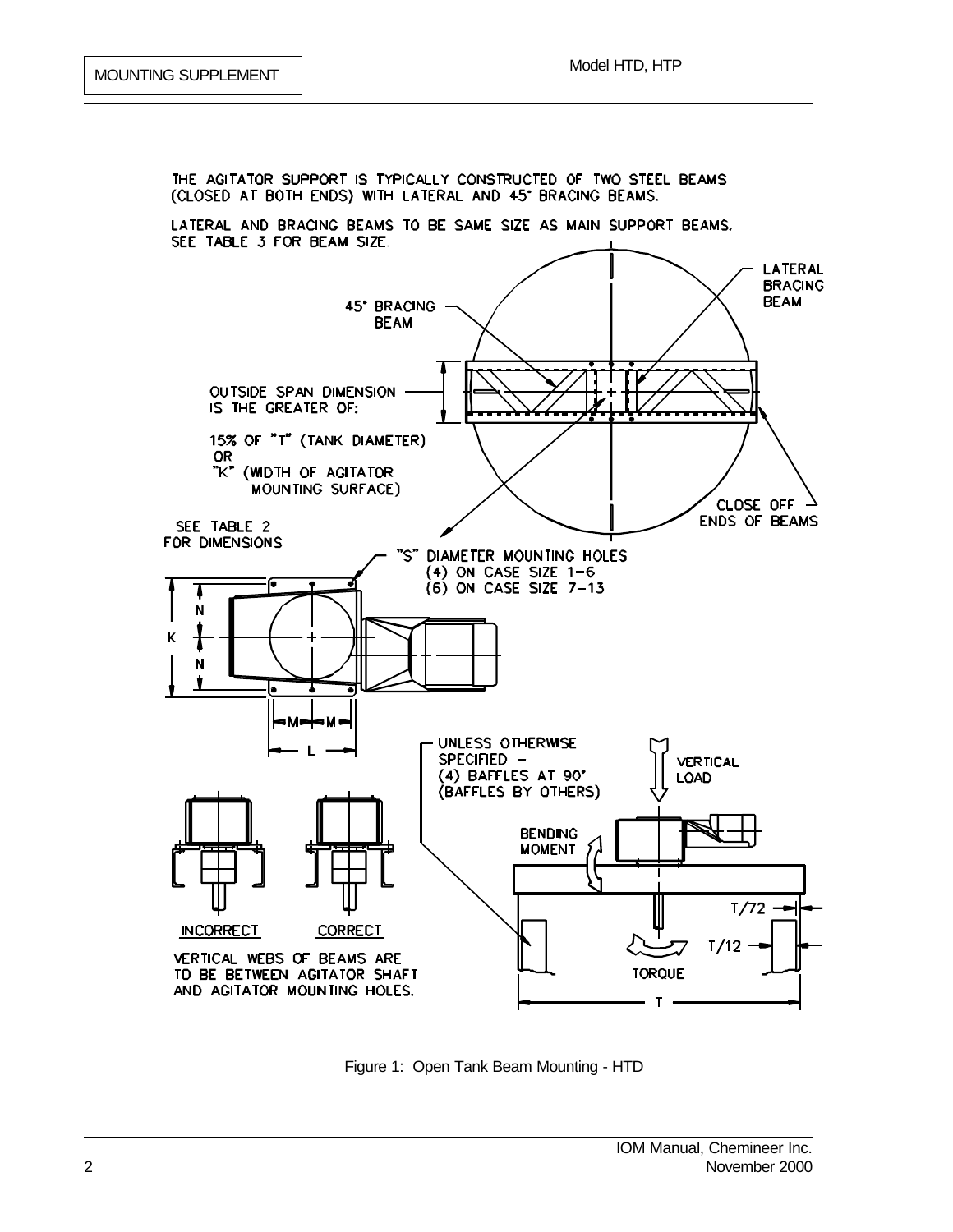THE AGITATOR SUPPORT IS TYPICALLY CONSTRUCTED OF TWO STEEL BEAMS (CLOSED AT BOTH ENDS) WITH LATERAL AND 45° BRACING BEAMS.

LATERAL AND BRACING BEAMS TO BE SAME SIZE AS MAIN SUPPORT BEAMS. SEE TABLE 3 FOR BEAM SIZE.

45° BRACING BEAM

LATERAL BRACING BEAM

OUTSIDE SPAN DIMENSION IS THE GREATER OF:

15% OF "T" (TANK DIAMETER) OR "K" (WIDTH OF AGITATOR MOUNTING SURFACE)

CLOSE OFF ENDS OF BEAMS

SEE TABLE 2 FOR DIMENSIONS

"S" DIAMETER MOUNTING HOLES
(4) ON CASE SIZE 1–6
(6) ON CASE SIZE 7–13

K, N, N, M, M, L

UNLESS OTHERWISE SPECIFIED – (4) BAFFLES AT 90° (BAFFLES BY OTHERS)

VERTICAL LOAD

BENDING MOMENT

TORQUE

T/72

T/12

T

INCORRECT

CORRECT

VERTICAL WEBS OF BEAMS ARE TO BE BETWEEN AGITATOR SHAFT AND AGITATOR MOUNTING HOLES.

Figure 1: Open Tank Beam Mounting - HTD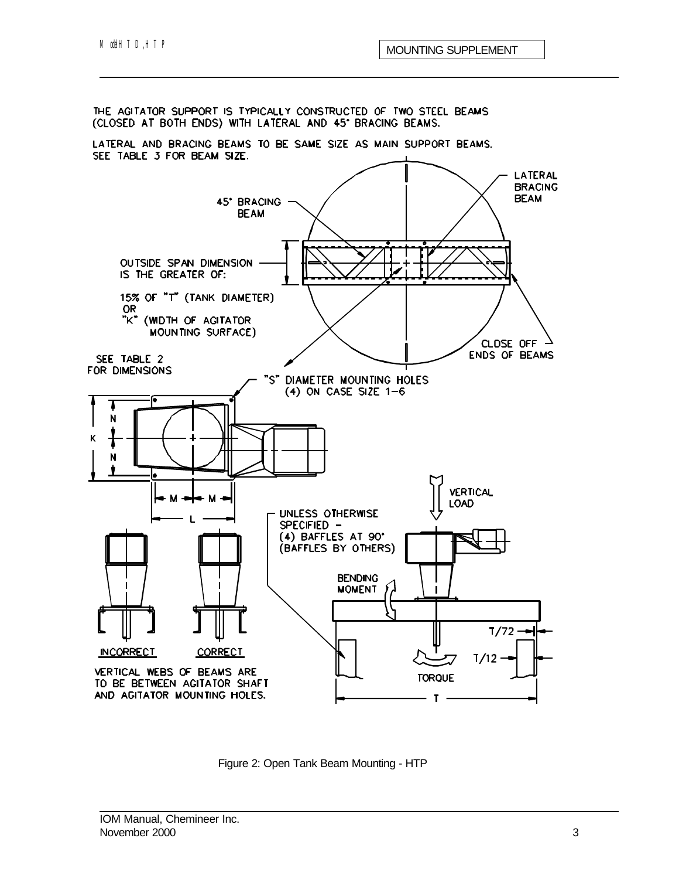THE AGITATOR SUPPORT IS TYPICALLY CONSTRUCTED OF TWO STEEL BEAMS (CLOSED AT BOTH ENDS) WITH LATERAL AND 45° BRACING BEAMS.

LATERAL AND BRACING BEAMS TO BE SAME SIZE AS MAIN SUPPORT BEAMS. SEE TABLE 3 FOR BEAM SIZE.

45° BRACING BEAM

LATERAL BRACING BEAM

OUTSIDE SPAN DIMENSION IS THE GREATER OF:

15% OF "T" (TANK DIAMETER) OR "K" (WIDTH OF AGITATOR MOUNTING SURFACE)

CLOSE OFF ENDS OF BEAMS

SEE TABLE 2 FOR DIMENSIONS

"S" DIAMETER MOUNTING HOLES (4) ON CASE SIZE 1–6

K, N, N, M, M, L

VERTICAL LOAD

UNLESS OTHERWISE SPECIFIED – (4) BAFFLES AT 90° (BAFFLES BY OTHERS)

BENDING MOMENT

T/72

T/12

TORQUE

T

INCORRECT

CORRECT

VERTICAL WEBS OF BEAMS ARE TO BE BETWEEN AGITATOR SHAFT AND AGITATOR MOUNTING HOLES.

Figure 2: Open Tank Beam Mounting - HTP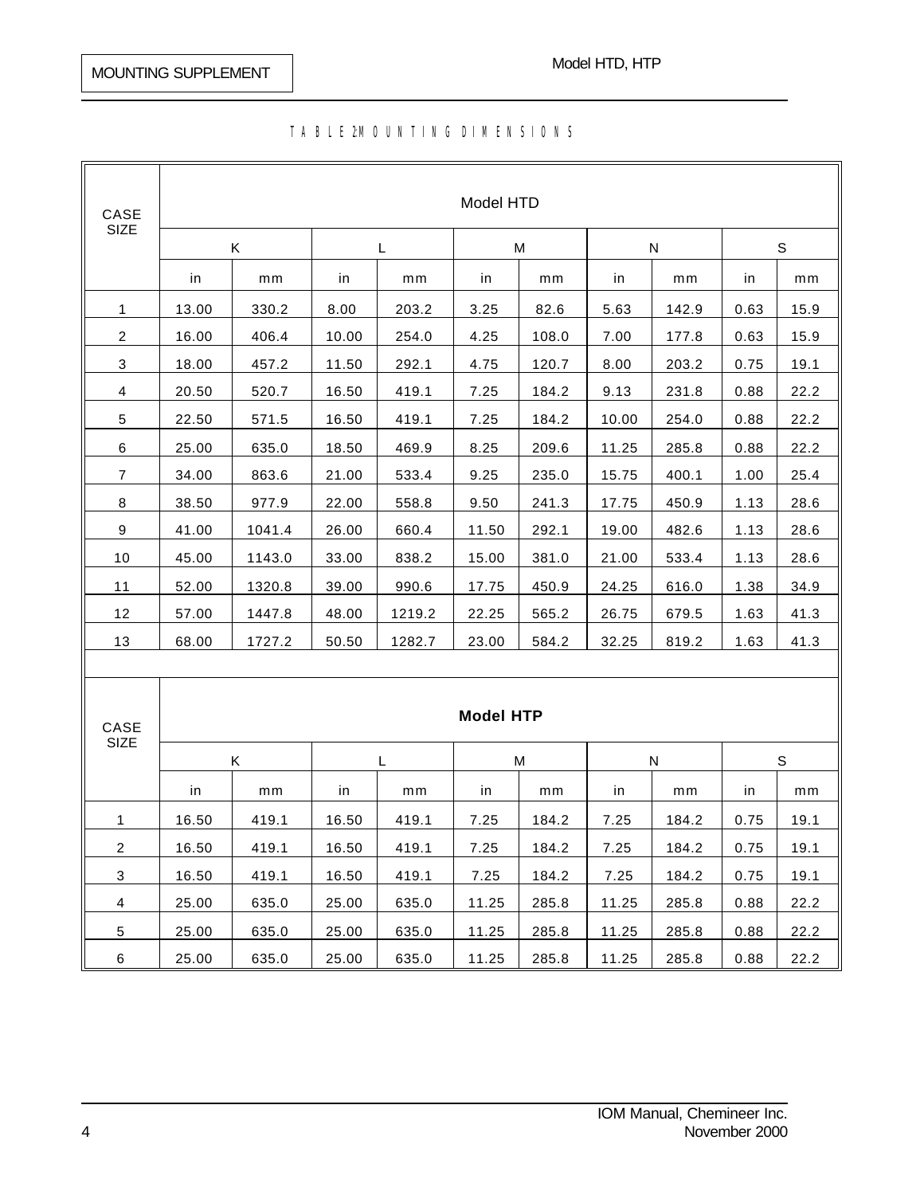TABLE 2 MOUNTING DIMENSIONS

| CASE SIZE | Model HTD | | | | | | | | | |
|---|---|---|---|---|---|---|---|---|---|---|
| | K | | L | | M | | N | | S | |
| | in | mm | in | mm | in | mm | in | mm | in | mm |
| 1 | 13.00 | 330.2 | 8.00 | 203.2 | 3.25 | 82.6 | 5.63 | 142.9 | 0.63 | 15.9 |
| 2 | 16.00 | 406.4 | 10.00 | 254.0 | 4.25 | 108.0 | 7.00 | 177.8 | 0.63 | 15.9 |
| 3 | 18.00 | 457.2 | 11.50 | 292.1 | 4.75 | 120.7 | 8.00 | 203.2 | 0.75 | 19.1 |
| 4 | 20.50 | 520.7 | 16.50 | 419.1 | 7.25 | 184.2 | 9.13 | 231.8 | 0.88 | 22.2 |
| 5 | 22.50 | 571.5 | 16.50 | 419.1 | 7.25 | 184.2 | 10.00 | 254.0 | 0.88 | 22.2 |
| 6 | 25.00 | 635.0 | 18.50 | 469.9 | 8.25 | 209.6 | 11.25 | 285.8 | 0.88 | 22.2 |
| 7 | 34.00 | 863.6 | 21.00 | 533.4 | 9.25 | 235.0 | 15.75 | 400.1 | 1.00 | 25.4 |
| 8 | 38.50 | 977.9 | 22.00 | 558.8 | 9.50 | 241.3 | 17.75 | 450.9 | 1.13 | 28.6 |
| 9 | 41.00 | 1041.4 | 26.00 | 660.4 | 11.50 | 292.1 | 19.00 | 482.6 | 1.13 | 28.6 |
| 10 | 45.00 | 1143.0 | 33.00 | 838.2 | 15.00 | 381.0 | 21.00 | 533.4 | 1.13 | 28.6 |
| 11 | 52.00 | 1320.8 | 39.00 | 990.6 | 17.75 | 450.9 | 24.25 | 616.0 | 1.38 | 34.9 |
| 12 | 57.00 | 1447.8 | 48.00 | 1219.2 | 22.25 | 565.2 | 26.75 | 679.5 | 1.63 | 41.3 |
| 13 | 68.00 | 1727.2 | 50.50 | 1282.7 | 23.00 | 584.2 | 32.25 | 819.2 | 1.63 | 41.3 |

| CASE SIZE | **Model HTP** | | | | | | | | | |
|---|---|---|---|---|---|---|---|---|---|---|
| | K | | L | | M | | N | | S | |
| | in | mm | in | mm | in | mm | in | mm | in | mm |
| 1 | 16.50 | 419.1 | 16.50 | 419.1 | 7.25 | 184.2 | 7.25 | 184.2 | 0.75 | 19.1 |
| 2 | 16.50 | 419.1 | 16.50 | 419.1 | 7.25 | 184.2 | 7.25 | 184.2 | 0.75 | 19.1 |
| 3 | 16.50 | 419.1 | 16.50 | 419.1 | 7.25 | 184.2 | 7.25 | 184.2 | 0.75 | 19.1 |
| 4 | 25.00 | 635.0 | 25.00 | 635.0 | 11.25 | 285.8 | 11.25 | 285.8 | 0.88 | 22.2 |
| 5 | 25.00 | 635.0 | 25.00 | 635.0 | 11.25 | 285.8 | 11.25 | 285.8 | 0.88 | 22.2 |
| 6 | 25.00 | 635.0 | 25.00 | 635.0 | 11.25 | 285.8 | 11.25 | 285.8 | 0.88 | 22.2 |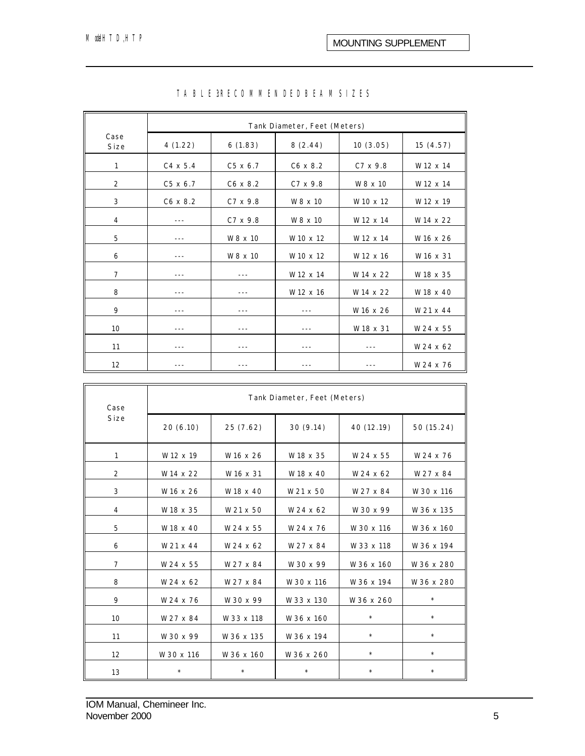## TABLE 3 RECOMMENDED BEAM SIZES

| Case Size | Tank Diameter, Feet (Meters) | | | | |
|---|---|---|---|---|---|
| | 4 (1.22) | 6 (1.83) | 8 (2.44) | 10 (3.05) | 15 (4.57) |
| 1 | C4 x 5.4 | C5 x 6.7 | C6 x 8.2 | C7 x 9.8 | W 12 x 14 |
| 2 | C5 x 6.7 | C6 x 8.2 | C7 x 9.8 | W 8 x 10 | W 12 x 14 |
| 3 | C6 x 8.2 | C7 x 9.8 | W 8 x 10 | W 10 x 12 | W 12 x 19 |
| 4 | --- | C7 x 9.8 | W 8 x 10 | W 12 x 14 | W 14 x 22 |
| 5 | --- | W 8 x 10 | W 10 x 12 | W 12 x 14 | W 16 x 26 |
| 6 | --- | W 8 x 10 | W 10 x 12 | W 12 x 16 | W 16 x 31 |
| 7 | --- | --- | W 12 x 14 | W 14 x 22 | W 18 x 35 |
| 8 | --- | --- | W 12 x 16 | W 14 x 22 | W 18 x 40 |
| 9 | --- | --- | --- | W 16 x 26 | W 21 x 44 |
| 10 | --- | --- | --- | W 18 x 31 | W 24 x 55 |
| 11 | --- | --- | --- | --- | W 24 x 62 |
| 12 | --- | --- | --- | --- | W 24 x 76 |

| Case Size | Tank Diameter, Feet (Meters) | | | | |
|---|---|---|---|---|---|
| | 20 (6.10) | 25 (7.62) | 30 (9.14) | 40 (12.19) | 50 (15.24) |
| 1 | W 12 x 19 | W 16 x 26 | W 18 x 35 | W 24 x 55 | W 24 x 76 |
| 2 | W 14 x 22 | W 16 x 31 | W 18 x 40 | W 24 x 62 | W 27 x 84 |
| 3 | W 16 x 26 | W 18 x 40 | W 21 x 50 | W 27 x 84 | W 30 x 116 |
| 4 | W 18 x 35 | W 21 x 50 | W 24 x 62 | W 30 x 99 | W 36 x 135 |
| 5 | W 18 x 40 | W 24 x 55 | W 24 x 76 | W 30 x 116 | W 36 x 160 |
| 6 | W 21 x 44 | W 24 x 62 | W 27 x 84 | W 33 x 118 | W 36 x 194 |
| 7 | W 24 x 55 | W 27 x 84 | W 30 x 99 | W 36 x 160 | W 36 x 280 |
| 8 | W 24 x 62 | W 27 x 84 | W 30 x 116 | W 36 x 194 | W 36 x 280 |
| 9 | W 24 x 76 | W 30 x 99 | W 33 x 130 | W 36 x 260 | * |
| 10 | W 27 x 84 | W 33 x 118 | W 36 x 160 | * | * |
| 11 | W 30 x 99 | W 36 x 135 | W 36 x 194 | * | * |
| 12 | W 30 x 116 | W 36 x 160 | W 36 x 260 | * | * |
| 13 | * | * | * | * | * |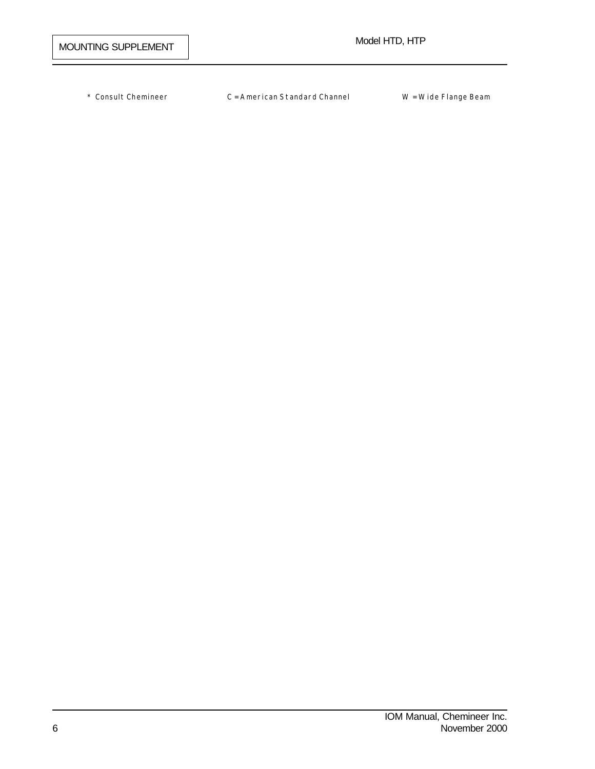\* Consult Chemineer C = American Standard Channel W = Wide Flange Beam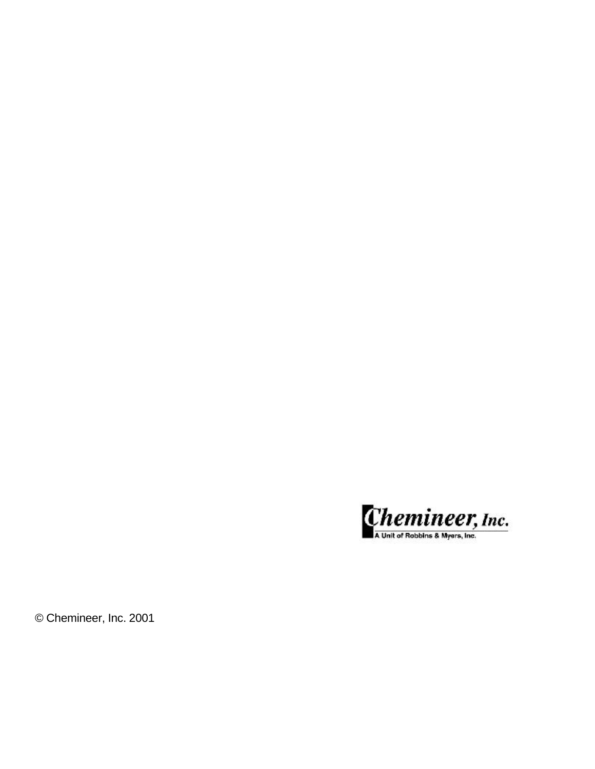Chemineer, Inc.

A Unit of Robbins & Myers, Inc.

© Chemineer, Inc. 2001